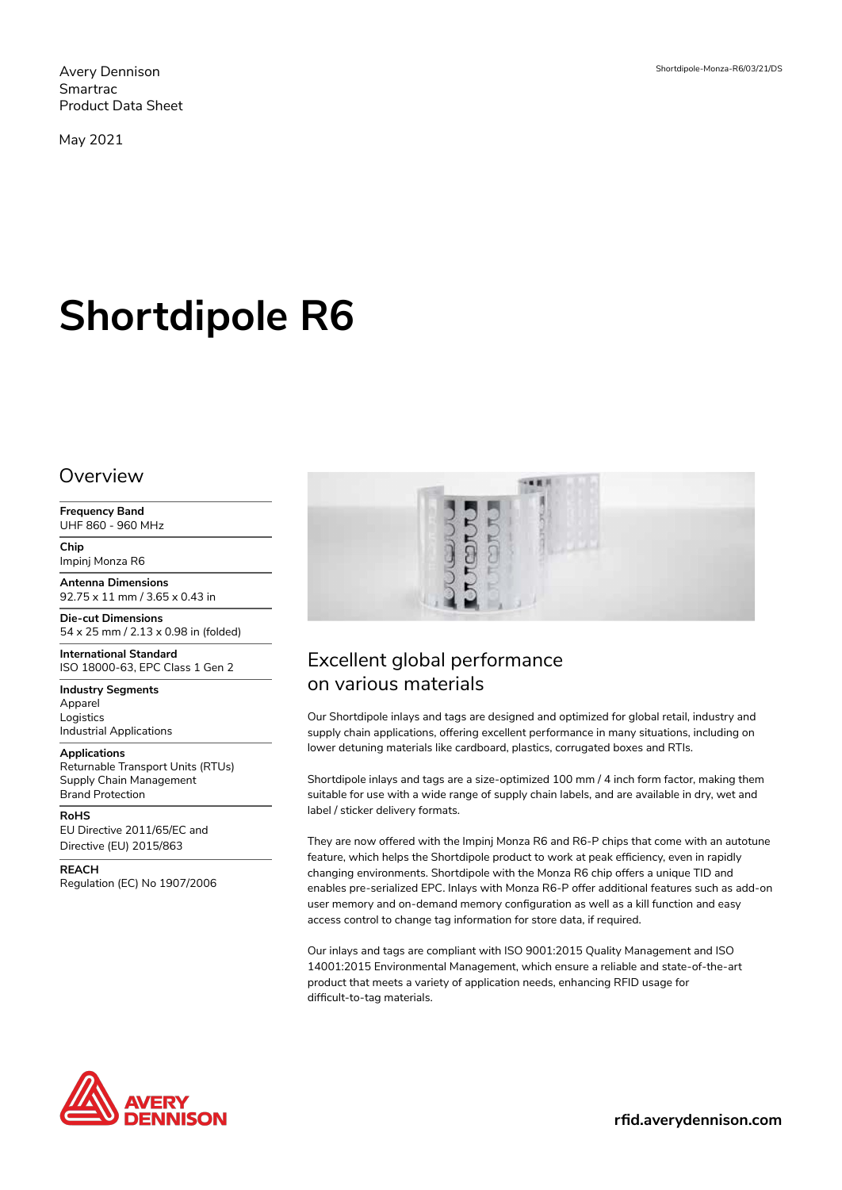Avery Dennison
Smartrac
Product Data Sheet

May 2021

Shortdipole-Monza-R6/03/21/DS

# Shortdipole R6

## Overview

**Frequency Band**
UHF 860 - 960 MHz

**Chip**
Impinj Monza R6

**Antenna Dimensions**
92.75 x 11 mm / 3.65 x 0.43 in

**Die-cut Dimensions**
54 x 25 mm / 2.13 x 0.98 in (folded)

**International Standard**
ISO 18000-63, EPC Class 1 Gen 2

**Industry Segments**
Apparel
Logistics
Industrial Applications

**Applications**
Returnable Transport Units (RTUs)
Supply Chain Management
Brand Protection

**RoHS**
EU Directive 2011/65/EC and
Directive (EU) 2015/863

**REACH**
Regulation (EC) No 1907/2006

## Excellent global performance on various materials

Our Shortdipole inlays and tags are designed and optimized for global retail, industry and supply chain applications, offering excellent performance in many situations, including on lower detuning materials like cardboard, plastics, corrugated boxes and RTIs.

Shortdipole inlays and tags are a size-optimized 100 mm / 4 inch form factor, making them suitable for use with a wide range of supply chain labels, and are available in dry, wet and label / sticker delivery formats.

They are now offered with the Impinj Monza R6 and R6-P chips that come with an autotune feature, which helps the Shortdipole product to work at peak efficiency, even in rapidly changing environments. Shortdipole with the Monza R6 chip offers a unique TID and enables pre-serialized EPC. Inlays with Monza R6-P offer additional features such as add-on user memory and on-demand memory configuration as well as a kill function and easy access control to change tag information for store data, if required.

Our inlays and tags are compliant with ISO 9001:2015 Quality Management and ISO 14001:2015 Environmental Management, which ensure a reliable and state-of-the-art product that meets a variety of application needs, enhancing RFID usage for difficult-to-tag materials.

rfid.averydennison.com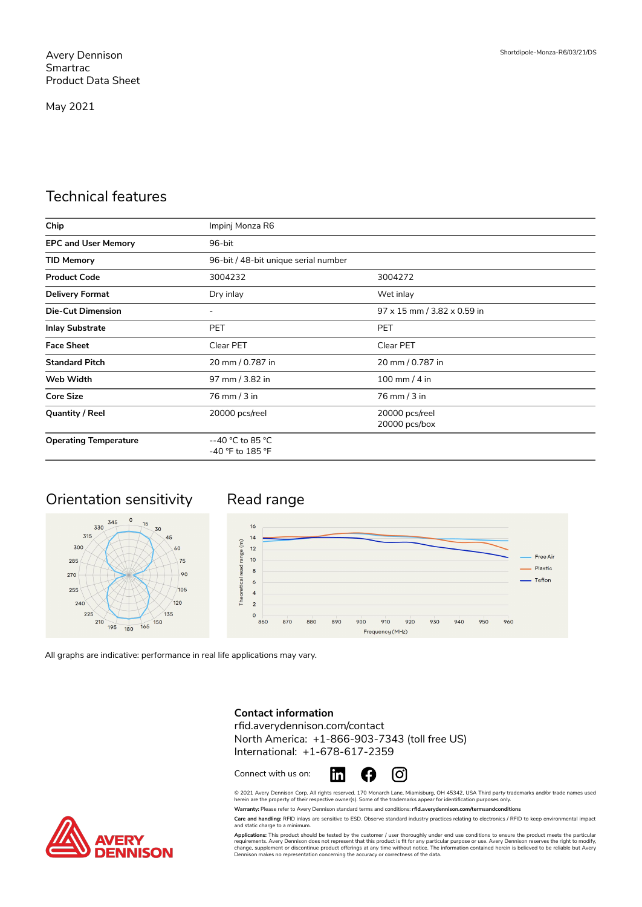Avery Dennison
Smartrac
Product Data Sheet

May 2021

## Technical features

| | | |
|---|---|---|
| **Chip** | Impinj Monza R6 | |
| **EPC and User Memory** | 96-bit | |
| **TID Memory** | 96-bit / 48-bit unique serial number | |
| **Product Code** | 3004232 | 3004272 |
| **Delivery Format** | Dry inlay | Wet inlay |
| **Die-Cut Dimension** | - | 97 x 15 mm / 3.82 x 0.59 in |
| **Inlay Substrate** | PET | PET |
| **Face Sheet** | Clear PET | Clear PET |
| **Standard Pitch** | 20 mm / 0.787 in | 20 mm / 0.787 in |
| **Web Width** | 97 mm / 3.82 in | 100 mm / 4 in |
| **Core Size** | 76 mm / 3 in | 76 mm / 3 in |
| **Quantity / Reel** | 20000 pcs/reel | 20000 pcs/reel<br>20000 pcs/box |
| **Operating Temperature** | --40 °C to 85 °C<br>-40 °F to 185 °F | |

## Orientation sensitivity

0 15 30 45 60 75 90 105 120 135 150 165 180 195 210 225 240 255 270 285 300 315 330 345

## Read range

Theoretical read range (m)

16 14 12 10 8 6 4 2 0

860 870 880 890 900 910 920 930 940 950 960

Frequency (MHz)

Free Air
Plastic
Teflon

All graphs are indicative: performance in real life applications may vary.

**Contact information**
rfid.averydennison.com/contact
North America: +1-866-903-7343 (toll free US)
International: +1-678-617-2359

Connect with us on:

© 2021 Avery Dennison Corp. All rights reserved. 170 Monarch Lane, Miamisburg, OH 45342, USA Third party trademarks and/or trade names used herein are the property of their respective owner(s). Some of the trademarks appear for identification purposes only.

**Warranty:** Please refer to Avery Dennison standard terms and conditions: **rfid.averydennison.com/termsandconditions**

**Care and handling:** RFID inlays are sensitive to ESD. Observe standard industry practices relating to electronics / RFID to keep environmental impact and static charge to a minimum.

**Applications:** This product should be tested by the customer / user thoroughly under end use conditions to ensure the product meets the particular requirements. Avery Dennison does not represent that this product is fit for any particular purpose or use. Avery Dennison reserves the right to modify, change, supplement or discontinue product offerings at any time without notice. The information contained herein is believed to be reliable but Avery Dennison makes no representation concerning the accuracy or correctness of the data.

AVERY DENNISON